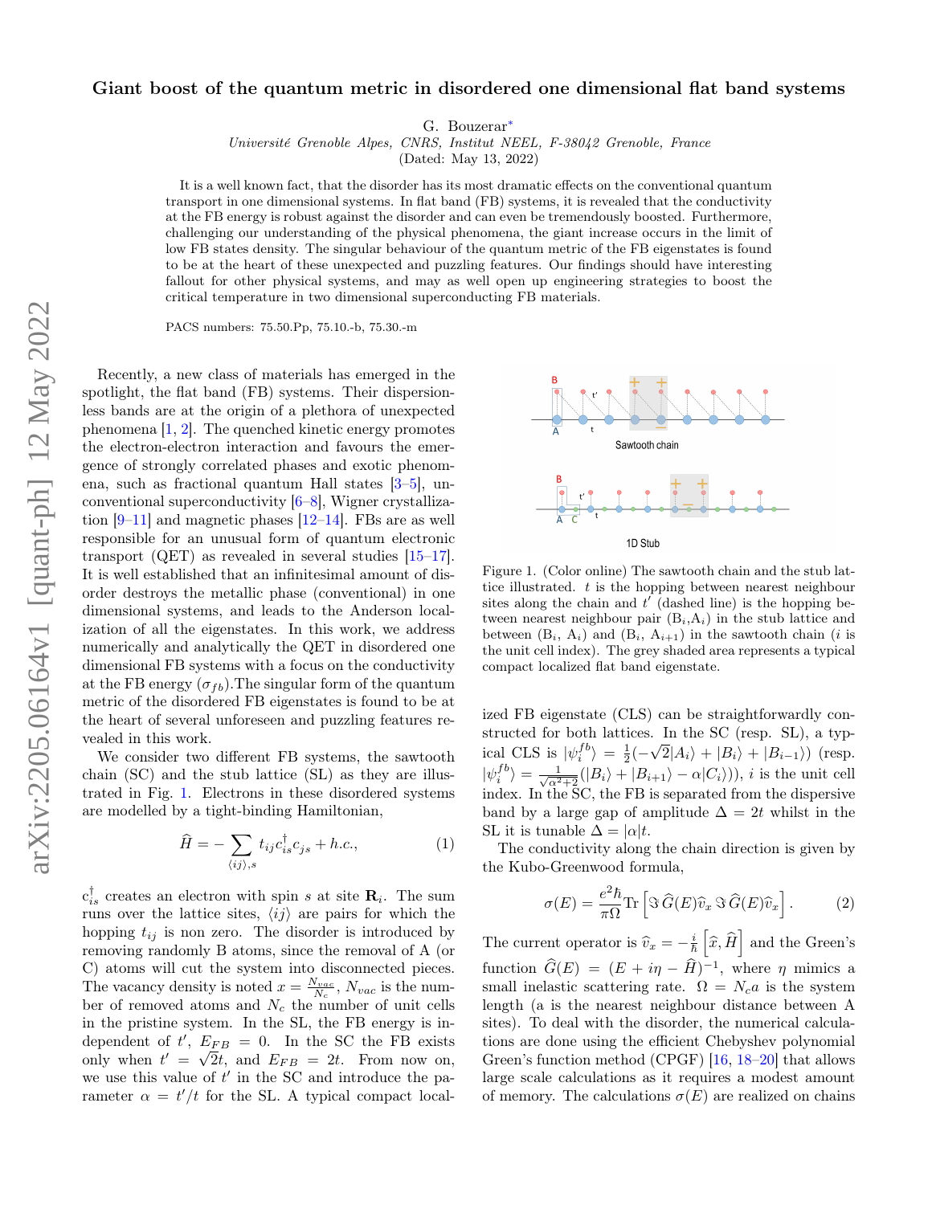# Giant boost of the quantum metric in disordered one dimensional flat band systems

G. Bouzerar*

*Université Grenoble Alpes, CNRS, Institut NEEL, F-38042 Grenoble, France*

(Dated: May 13, 2022)

It is a well known fact, that the disorder has its most dramatic effects on the conventional quantum transport in one dimensional systems. In flat band (FB) systems, it is revealed that the conductivity at the FB energy is robust against the disorder and can even be tremendously boosted. Furthermore, challenging our understanding of the physical phenomena, the giant increase occurs in the limit of low FB states density. The singular behaviour of the quantum metric of the FB eigenstates is found to be at the heart of these unexpected and puzzling features. Our findings should have interesting fallout for other physical systems, and may as well open up engineering strategies to boost the critical temperature in two dimensional superconducting FB materials.

PACS numbers: 75.50.Pp, 75.10.-b, 75.30.-m

Recently, a new class of materials has emerged in the spotlight, the flat band (FB) systems. Their dispersionless bands are at the origin of a plethora of unexpected phenomena [1, 2]. The quenched kinetic energy promotes the electron-electron interaction and favours the emergence of strongly correlated phases and exotic phenomena, such as fractional quantum Hall states [3–5], unconventional superconductivity [6–8], Wigner crystallization [9–11] and magnetic phases [12–14]. FBs are as well responsible for an unusual form of quantum electronic transport (QET) as revealed in several studies [15–17]. It is well established that an infinitesimal amount of disorder destroys the metallic phase (conventional) in one dimensional systems, and leads to the Anderson localization of all the eigenstates. In this work, we address numerically and analytically the QET in disordered one dimensional FB systems with a focus on the conductivity at the FB energy ($\sigma_{fb}$).The singular form of the quantum metric of the disordered FB eigenstates is found to be at the heart of several unforeseen and puzzling features revealed in this work.

We consider two different FB systems, the sawtooth chain (SC) and the stub lattice (SL) as they are illustrated in Fig. 1. Electrons in these disordered systems are modelled by a tight-binding Hamiltonian,

$$\widehat{H} = -\sum_{\langle ij\rangle,s} t_{ij} c^{\dagger}_{is} c_{js} + h.c., \quad (1)$$

$c^{\dagger}_{is}$ creates an electron with spin $s$ at site $\mathbf{R}_i$. The sum runs over the lattice sites, $\langle ij\rangle$ are pairs for which the hopping $t_{ij}$ is non zero. The disorder is introduced by removing randomly B atoms, since the removal of A (or C) atoms will cut the system into disconnected pieces. The vacancy density is noted $x = \frac{N_{vac}}{N_c}$, $N_{vac}$ is the number of removed atoms and $N_c$ the number of unit cells in the pristine system. In the SL, the FB energy is independent of $t'$, $E_{FB} = 0$. In the SC the FB exists only when $t' = \sqrt{2}t$, and $E_{FB} = 2t$. From now on, we use this value of $t'$ in the SC and introduce the parameter $\alpha = t'/t$ for the SL. A typical compact localized FB eigenstate (CLS) can be straightforwardly constructed for both lattices. In the SC (resp. SL), a typical CLS is $|\psi^{fb}_i\rangle = \frac{1}{2}(-\sqrt{2}|A_i\rangle + |B_i\rangle + |B_{i-1}\rangle)$ (resp. $|\psi^{fb}_i\rangle = \frac{1}{\sqrt{\alpha^2+2}}(|B_i\rangle + |B_{i+1}\rangle - \alpha|C_i\rangle))$, $i$ is the unit cell index. In the SC, the FB is separated from the dispersive band by a large gap of amplitude $\Delta = 2t$ whilst in the SL it is tunable $\Delta = |\alpha|t$.

Figure 1. (Color online) The sawtooth chain and the stub lattice illustrated. $t$ is the hopping between nearest neighbour sites along the chain and $t'$ (dashed line) is the hopping between nearest neighbour pair ($B_i$, $A_i$) in the stub lattice and between ($B_i$, $A_i$) and ($B_i$, $A_{i+1}$) in the sawtooth chain ($i$ is the unit cell index). The grey shaded area represents a typical compact localized flat band eigenstate.

The conductivity along the chain direction is given by the Kubo-Greenwood formula,

$$\sigma(E) = \frac{e^2\hbar}{\pi\Omega}\mathrm{Tr}\left[\Im\,\widehat{G}(E)\widehat{v}_x\,\Im\,\widehat{G}(E)\widehat{v}_x\right]. \quad (2)$$

The current operator is $\widehat{v}_x = -\frac{i}{\hbar}\left[\widehat{x}, \widehat{H}\right]$ and the Green's function $\widehat{G}(E) = (E + i\eta - \widehat{H})^{-1}$, where $\eta$ mimics a small inelastic scattering rate. $\Omega = N_c a$ is the system length ($a$ is the nearest neighbour distance between A sites). To deal with the disorder, the numerical calculations are done using the efficient Chebyshev polynomial Green's function method (CPGF) [16, 18–20] that allows large scale calculations as it requires a modest amount of memory. The calculations $\sigma(E)$ are realized on chains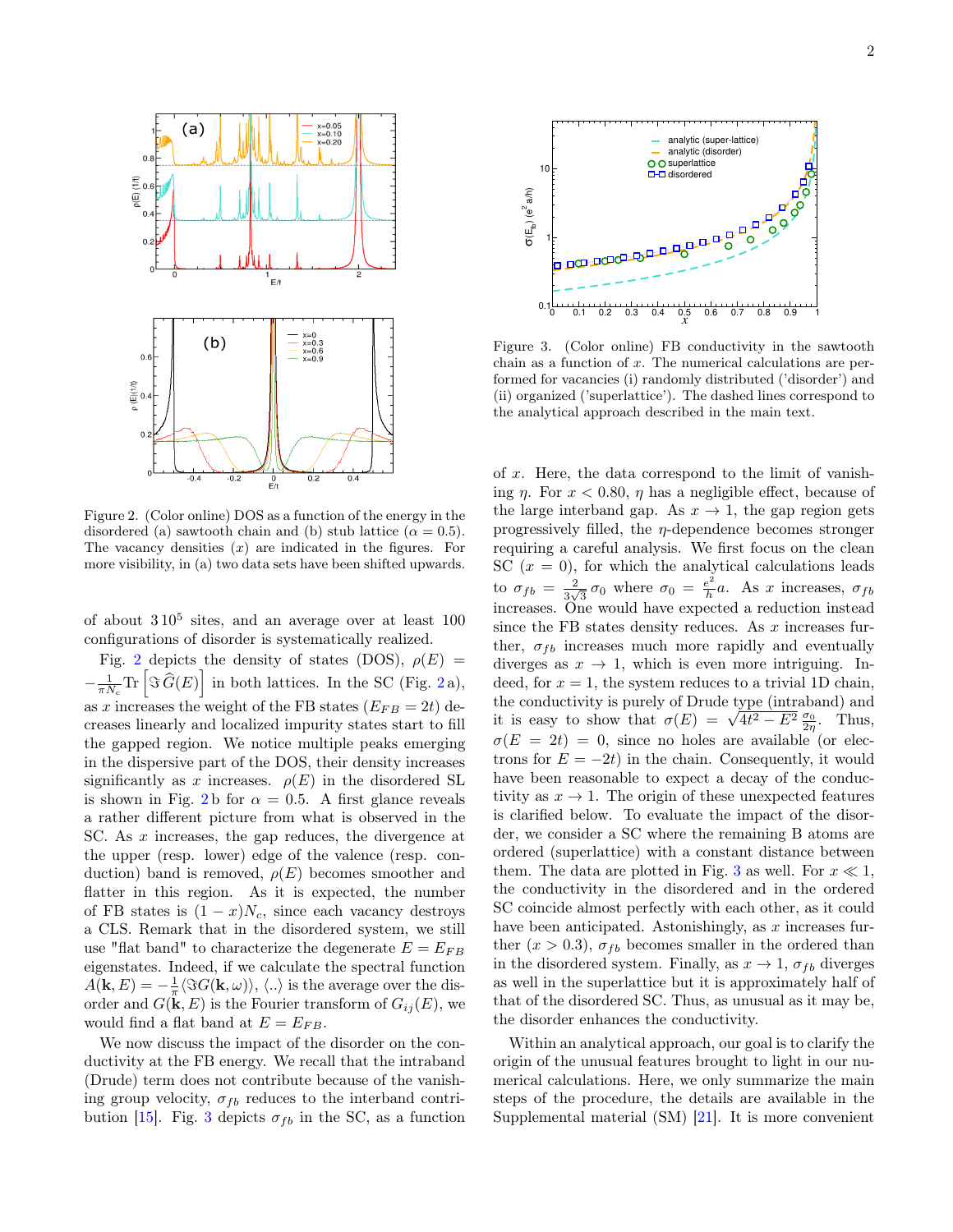Figure 2. (Color online) DOS as a function of the energy in the disordered (a) sawtooth chain and (b) stub lattice ($\alpha = 0.5$). The vacancy densities ($x$) are indicated in the figures. For more visibility, in (a) two data sets have been shifted upwards.

of about $3\,10^5$ sites, and an average over at least 100 configurations of disorder is systematically realized.

Fig. 2 depicts the density of states (DOS), $\rho(E) = -\frac{1}{\pi N_c}\mathrm{Tr}\left[\Im\,\widehat{G}(E)\right]$ in both lattices. In the SC (Fig. 2 a), as $x$ increases the weight of the FB states ($E_{FB} = 2t$) decreases linearly and localized impurity states start to fill the gapped region. We notice multiple peaks emerging in the dispersive part of the DOS, their density increases significantly as $x$ increases. $\rho(E)$ in the disordered SL is shown in Fig. 2 b for $\alpha = 0.5$. A first glance reveals a rather different picture from what is observed in the SC. As $x$ increases, the gap reduces, the divergence at the upper (resp. lower) edge of the valence (resp. conduction) band is removed, $\rho(E)$ becomes smoother and flatter in this region. As it is expected, the number of FB states is $(1-x)N_c$, since each vacancy destroys a CLS. Remark that in the disordered system, we still use "flat band" to characterize the degenerate $E = E_{FB}$ eigenstates. Indeed, if we calculate the spectral function $A(\mathbf{k}, E) = -\frac{1}{\pi}\langle\Im G(\mathbf{k}, \omega)\rangle$, $\langle .. \rangle$ is the average over the disorder and $G(\mathbf{k}, E)$ is the Fourier transform of $G_{ij}(E)$, we would find a flat band at $E = E_{FB}$.

We now discuss the impact of the disorder on the conductivity at the FB energy. We recall that the intraband (Drude) term does not contribute because of the vanishing group velocity, $\sigma_{fb}$ reduces to the interband contribution [15]. Fig. 3 depicts $\sigma_{fb}$ in the SC, as a function of $x$. Here, the data correspond to the limit of vanishing $\eta$. For $x < 0.80$, $\eta$ has a negligible effect, because of the large interband gap. As $x \to 1$, the gap region gets progressively filled, the $\eta$-dependence becomes stronger requiring a careful analysis. We first focus on the clean SC ($x = 0$), for which the analytical calculations leads to $\sigma_{fb} = \frac{2}{3\sqrt{3}}\sigma_0$ where $\sigma_0 = \frac{e^2}{h}a$. As $x$ increases, $\sigma_{fb}$ increases. One would have expected a reduction instead since the FB states density reduces. As $x$ increases further, $\sigma_{fb}$ increases much more rapidly and eventually diverges as $x \to 1$, which is even more intriguing. Indeed, for $x = 1$, the system reduces to a trivial 1D chain, the conductivity is purely of Drude type (intraband) and it is easy to show that $\sigma(E) = \sqrt{4t^2 - E^2}\,\frac{\sigma_0}{2\eta}$. Thus, $\sigma(E = 2t) = 0$, since no holes are available (or electrons for $E = -2t$) in the chain. Consequently, it would have been reasonable to expect a decay of the conductivity as $x \to 1$. The origin of these unexpected features is clarified below. To evaluate the impact of the disorder, we consider a SC where the remaining B atoms are ordered (superlattice) with a constant distance between them. The data are plotted in Fig. 3 as well. For $x \ll 1$, the conductivity in the disordered and in the ordered SC coincide almost perfectly with each other, as it could have been anticipated. Astonishingly, as $x$ increases further ($x > 0.3$), $\sigma_{fb}$ becomes smaller in the ordered than in the disordered system. Finally, as $x \to 1$, $\sigma_{fb}$ diverges as well in the superlattice but it is approximately half of that of the disordered SC. Thus, as unusual as it may be, the disorder enhances the conductivity.

Figure 3. (Color online) FB conductivity in the sawtooth chain as a function of $x$. The numerical calculations are performed for vacancies (i) randomly distributed ('disorder') and (ii) organized ('superlattice'). The dashed lines correspond to the analytical approach described in the main text.

Within an analytical approach, our goal is to clarify the origin of the unusual features brought to light in our numerical calculations. Here, we only summarize the main steps of the procedure, the details are available in the Supplemental material (SM) [21]. It is more convenient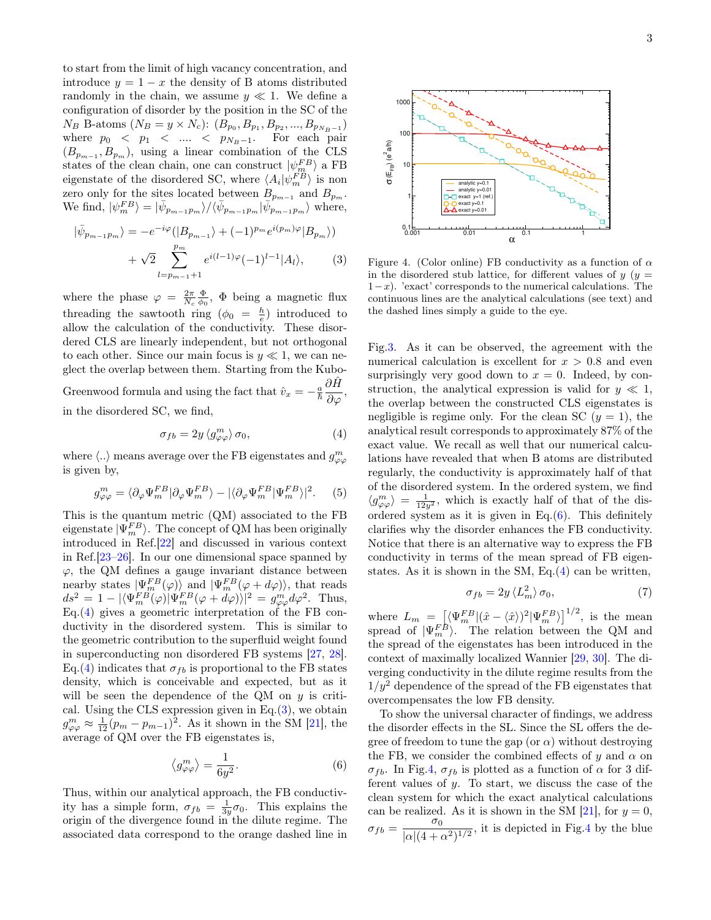to start from the limit of high vacancy concentration, and introduce $y = 1 - x$ the density of B atoms distributed randomly in the chain, we assume $y \ll 1$. We define a configuration of disorder by the position in the SC of the $N_B$ B-atoms ($N_B = y \times N_c$): $(B_{p_0}, B_{p_1}, B_{p_2}, ..., B_{p_{N_B-1}})$ where $p_0 < p_1 < .... < p_{N_B-1}$. For each pair $(B_{p_{m-1}}, B_{p_m})$, using a linear combination of the CLS states of the clean chain, one can construct $|\psi_m^{FB}\rangle$ a FB eigenstate of the disordered SC, where $\langle A_i|\psi_m^{FB}\rangle$ is non zero only for the sites located between $B_{p_{m-1}}$ and $B_{p_m}$. We find, $|\psi_m^{FB}\rangle = |\bar{\psi}_{p_{m-1}p_m}\rangle / \langle\bar{\psi}_{p_{m-1}p_m}|\bar{\psi}_{p_{m-1}p_m}\rangle$ where,

$$|\bar{\psi}_{p_{m-1}p_m}\rangle = -e^{-i\varphi}(|B_{p_{m-1}}\rangle + (-1)^{p_m} e^{i(p_m)\varphi}|B_{p_m}\rangle) + \sqrt{2}\sum_{l=p_{m-1}+1}^{p_m} e^{i(l-1)\varphi}(-1)^{l-1}|A_l\rangle, \quad (3)$$

where the phase $\varphi = \frac{2\pi}{N_c}\frac{\Phi}{\phi_0}$, $\Phi$ being a magnetic flux threading the sawtooth ring ($\phi_0 = \frac{h}{e}$) introduced to allow the calculation of the conductivity. These disordered CLS are linearly independent, but not orthogonal to each other. Since our main focus is $y \ll 1$, we can neglect the overlap between them. Starting from the Kubo-Greenwood formula and using the fact that $\hat{v}_x = -\frac{a}{\hbar}\frac{\partial \hat{H}}{\partial \varphi}$, in the disordered SC, we find,

$$\sigma_{fb} = 2y\,\langle g_{\varphi\varphi}^m\rangle\,\sigma_0, \quad (4)$$

where $\langle .. \rangle$ means average over the FB eigenstates and $g_{\varphi\varphi}^m$ is given by,

$$g_{\varphi\varphi}^m = \langle \partial_\varphi \Psi_m^{FB}|\partial_\varphi \Psi_m^{FB}\rangle - |\langle \partial_\varphi \Psi_m^{FB}|\Psi_m^{FB}\rangle|^2. \quad (5)$$

This is the quantum metric (QM) associated to the FB eigenstate $|\Psi_m^{FB}\rangle$. The concept of QM has been originally introduced in Ref.[22] and discussed in various context in Ref.[23–26]. In our one dimensional space spanned by $\varphi$, the QM defines a gauge invariant distance between nearby states $|\Psi_m^{FB}(\varphi)\rangle$ and $|\Psi_m^{FB}(\varphi + d\varphi)\rangle$, that reads $ds^2 = 1 - |\langle\Psi_m^{FB}(\varphi)|\Psi_m^{FB}(\varphi + d\varphi)\rangle|^2 = g_{\varphi\varphi}^m d\varphi^2$. Thus, Eq.(4) gives a geometric interpretation of the FB conductivity in the disordered system. This is similar to the geometric contribution to the superfluid weight found in superconducting non disordered FB systems [27, 28]. Eq.(4) indicates that $\sigma_{fb}$ is proportional to the FB states density, which is conceivable and expected, but as it will be seen the dependence of the QM on $y$ is critical. Using the CLS expression given in Eq.(3), we obtain $g_{\varphi\varphi}^m \approx \frac{1}{12}(p_m - p_{m-1})^2$. As it shown in the SM [21], the average of QM over the FB eigenstates is,

$$\langle g_{\varphi\varphi}^m\rangle = \frac{1}{6y^2}. \quad (6)$$

Thus, within our analytical approach, the FB conductivity has a simple form, $\sigma_{fb} = \frac{1}{3y}\sigma_0$. This explains the origin of the divergence found in the dilute regime. The associated data correspond to the orange dashed line in Fig.3. As it can be observed, the agreement with the numerical calculation is excellent for $x > 0.8$ and even surprisingly very good down to $x = 0$. Indeed, by construction, the analytical expression is valid for $y \ll 1$, the overlap between the constructed CLS eigenstates is negligible is regime only. For the clean SC ($y = 1$), the analytical result corresponds to approximately 87% of the exact value. We recall as well that our numerical calculations have revealed that when B atoms are distributed regularly, the conductivity is approximately half of that of the disordered system. In the ordered system, we find $\langle g_{\varphi\varphi}^m\rangle = \frac{1}{12y^2}$, which is exactly half of that of the disordered system as it is given in Eq.(6). This definitely clarifies why the disorder enhances the FB conductivity. Notice that there is an alternative way to express the FB conductivity in terms of the mean spread of FB eigenstates. As it is shown in the SM, Eq.(4) can be written,

$$\sigma_{fb} = 2y\,\langle L_m^2\rangle\,\sigma_0, \quad (7)$$

where $L_m = \left[\langle\Psi_m^{FB}|(\hat{x} - \langle\hat{x}\rangle)^2|\Psi_m^{FB}\rangle\right]^{1/2}$, is the mean spread of $|\Psi_m^{FB}\rangle$. The relation between the QM and the spread of the eigenstates has been introduced in the context of maximally localized Wannier [29, 30]. The diverging conductivity in the dilute regime results from the $1/y^2$ dependence of the spread of the FB eigenstates that overcompensates the low FB density.

To show the universal character of findings, we address the disorder effects in the SL. Since the SL offers the degree of freedom to tune the gap (or $\alpha$) without destroying the FB, we consider the combined effects of $y$ and $\alpha$ on $\sigma_{fb}$. In Fig.4, $\sigma_{fb}$ is plotted as a function of $\alpha$ for 3 different values of $y$. To start, we discuss the case of the clean system for which the exact analytical calculations can be realized. As it is shown in the SM [21], for $y = 0$, $\sigma_{fb} = \dfrac{\sigma_0}{|\alpha|(4 + \alpha^2)^{1/2}}$, it is depicted in Fig.4 by the blue

Figure 4. (Color online) FB conductivity as a function of $\alpha$ in the disordered stub lattice, for different values of $y$ ($y = 1-x$). 'exact' corresponds to the numerical calculations. The continuous lines are the analytical calculations (see text) and the dashed lines simply a guide to the eye.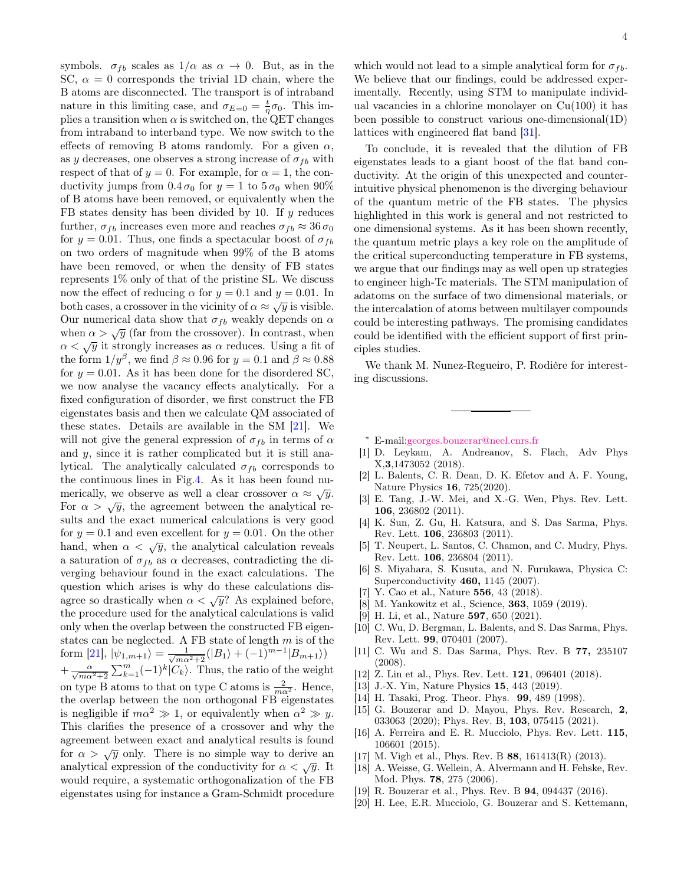symbols. $\sigma_{fb}$ scales as $1/\alpha$ as $\alpha \to 0$. But, as in the SC, $\alpha = 0$ corresponds the trivial 1D chain, where the B atoms are disconnected. The transport is of intraband nature in this limiting case, and $\sigma_{E=0} = \frac{t}{\eta}\sigma_0$. This implies a transition when $\alpha$ is switched on, the QET changes from intraband to interband type. We now switch to the effects of removing B atoms randomly. For a given $\alpha$, as $y$ decreases, one observes a strong increase of $\sigma_{fb}$ with respect of that of $y = 0$. For example, for $\alpha = 1$, the conductivity jumps from $0.4\,\sigma_0$ for $y = 1$ to $5\,\sigma_0$ when 90% of B atoms have been removed, or equivalently when the FB states density has been divided by 10. If $y$ reduces further, $\sigma_{fb}$ increases even more and reaches $\sigma_{fb} \approx 36\,\sigma_0$ for $y = 0.01$. Thus, one finds a spectacular boost of $\sigma_{fb}$ on two orders of magnitude when 99% of the B atoms have been removed, or when the density of FB states represents 1% only of that of the pristine SL. We discuss now the effect of reducing $\alpha$ for $y = 0.1$ and $y = 0.01$. In both cases, a crossover in the vicinity of $\alpha \approx \sqrt{y}$ is visible. Our numerical data show that $\sigma_{fb}$ weakly depends on $\alpha$ when $\alpha > \sqrt{y}$ (far from the crossover). In contrast, when $\alpha < \sqrt{y}$ it strongly increases as $\alpha$ reduces. Using a fit of the form $1/y^{\beta}$, we find $\beta \approx 0.96$ for $y = 0.1$ and $\beta \approx 0.88$ for $y = 0.01$. As it has been done for the disordered SC, we now analyse the vacancy effects analytically. For a fixed configuration of disorder, we first construct the FB eigenstates basis and then we calculate QM associated of these states. Details are available in the SM [21]. We will not give the general expression of $\sigma_{fb}$ in terms of $\alpha$ and $y$, since it is rather complicated but it is still analytical. The analytically calculated $\sigma_{fb}$ corresponds to the continuous lines in Fig.4. As it has been found numerically, we observe as well a clear crossover $\alpha \approx \sqrt{y}$. For $\alpha > \sqrt{y}$, the agreement between the analytical results and the exact numerical calculations is very good for $y = 0.1$ and even excellent for $y = 0.01$. On the other hand, when $\alpha < \sqrt{y}$, the analytical calculation reveals a saturation of $\sigma_{fb}$ as $\alpha$ decreases, contradicting the diverging behaviour found in the exact calculations. The question which arises is why do these calculations disagree so drastically when $\alpha < \sqrt{y}$? As explained before, the procedure used for the analytical calculations is valid only when the overlap between the constructed FB eigenstates can be neglected. A FB state of length $m$ is of the form [21], $|\psi_{1,m+1}\rangle = \frac{1}{\sqrt{m\alpha^2+2}}(|B_1\rangle + (-1)^{m-1}|B_{m+1}\rangle) + \frac{\alpha}{\sqrt{m\alpha^2+2}}\sum_{k=1}^{m}(-1)^k|C_k\rangle$. Thus, the ratio of the weight on type B atoms to that on type C atoms is $\frac{2}{m\alpha^2}$. Hence, the overlap between the non orthogonal FB eigenstates is negligible if $m\alpha^2 \gg 1$, or equivalently when $\alpha^2 \gg y$. This clarifies the presence of a crossover and why the agreement between exact and analytical results is found for $\alpha > \sqrt{y}$ only. There is no simple way to derive an analytical expression of the conductivity for $\alpha < \sqrt{y}$. It would require, a systematic orthogonalization of the FB eigenstates using for instance a Gram-Schmidt procedure which would not lead to a simple analytical form for $\sigma_{fb}$. We believe that our findings, could be addressed experimentally. Recently, using STM to manipulate individual vacancies in a chlorine monolayer on Cu(100) it has been possible to construct various one-dimensional(1D) lattices with engineered flat band [31].

To conclude, it is revealed that the dilution of FB eigenstates leads to a giant boost of the flat band conductivity. At the origin of this unexpected and counter-intuitive physical phenomenon is the diverging behaviour of the quantum metric of the FB states. The physics highlighted in this work is general and not restricted to one dimensional systems. As it has been shown recently, the quantum metric plays a key role on the amplitude of the critical superconducting temperature in FB systems, we argue that our findings may as well open up strategies to engineer high-Tc materials. The STM manipulation of adatoms on the surface of two dimensional materials, or the intercalation of atoms between multilayer compounds could be interesting pathways. The promising candidates could be identified with the efficient support of first principles studies.

We thank M. Nunez-Regueiro, P. Rodière for interesting discussions.

---

* E-mail:georges.bouzerar@neel.cnrs.fr

[1] D. Leykam, A. Andreanov, S. Flach, Adv Phys X,**3**,1473052 (2018).

[2] L. Balents, C. R. Dean, D. K. Efetov and A. F. Young, Nature Physics **16**, 725(2020).

[3] E. Tang, J.-W. Mei, and X.-G. Wen, Phys. Rev. Lett. **106**, 236802 (2011).

[4] K. Sun, Z. Gu, H. Katsura, and S. Das Sarma, Phys. Rev. Lett. **106**, 236803 (2011).

[5] T. Neupert, L. Santos, C. Chamon, and C. Mudry, Phys. Rev. Lett. **106**, 236804 (2011).

[6] S. Miyahara, S. Kusuta, and N. Furukawa, Physica C: Superconductivity **460,** 1145 (2007).

[7] Y. Cao et al., Nature **556**, 43 (2018).

[8] M. Yankowitz et al., Science, **363**, 1059 (2019).

[9] H. Li, et al., Nature **597**, 650 (2021).

[10] C. Wu, D. Bergman, L. Balents, and S. Das Sarma, Phys. Rev. Lett. **99**, 070401 (2007).

[11] C. Wu and S. Das Sarma, Phys. Rev. B **77,** 235107 (2008).

[12] Z. Lin et al., Phys. Rev. Lett. **121**, 096401 (2018).

[13] J.-X. Yin, Nature Physics **15**, 443 (2019).

[14] H. Tasaki, Prog. Theor. Phys. **99**, 489 (1998).

[15] G. Bouzerar and D. Mayou, Phys. Rev. Research, **2**, 033063 (2020); Phys. Rev. B, **103**, 075415 (2021).

[16] A. Ferreira and E. R. Mucciolo, Phys. Rev. Lett. **115**, 106601 (2015).

[17] M. Vigh et al., Phys. Rev. B **88**, 161413(R) (2013).

[18] A. Weisse, G. Wellein, A. Alvermann and H. Fehske, Rev. Mod. Phys. **78**, 275 (2006).

[19] R. Bouzerar et al., Phys. Rev. B **94**, 094437 (2016).

[20] H. Lee, E.R. Mucciolo, G. Bouzerar and S. Kettemann,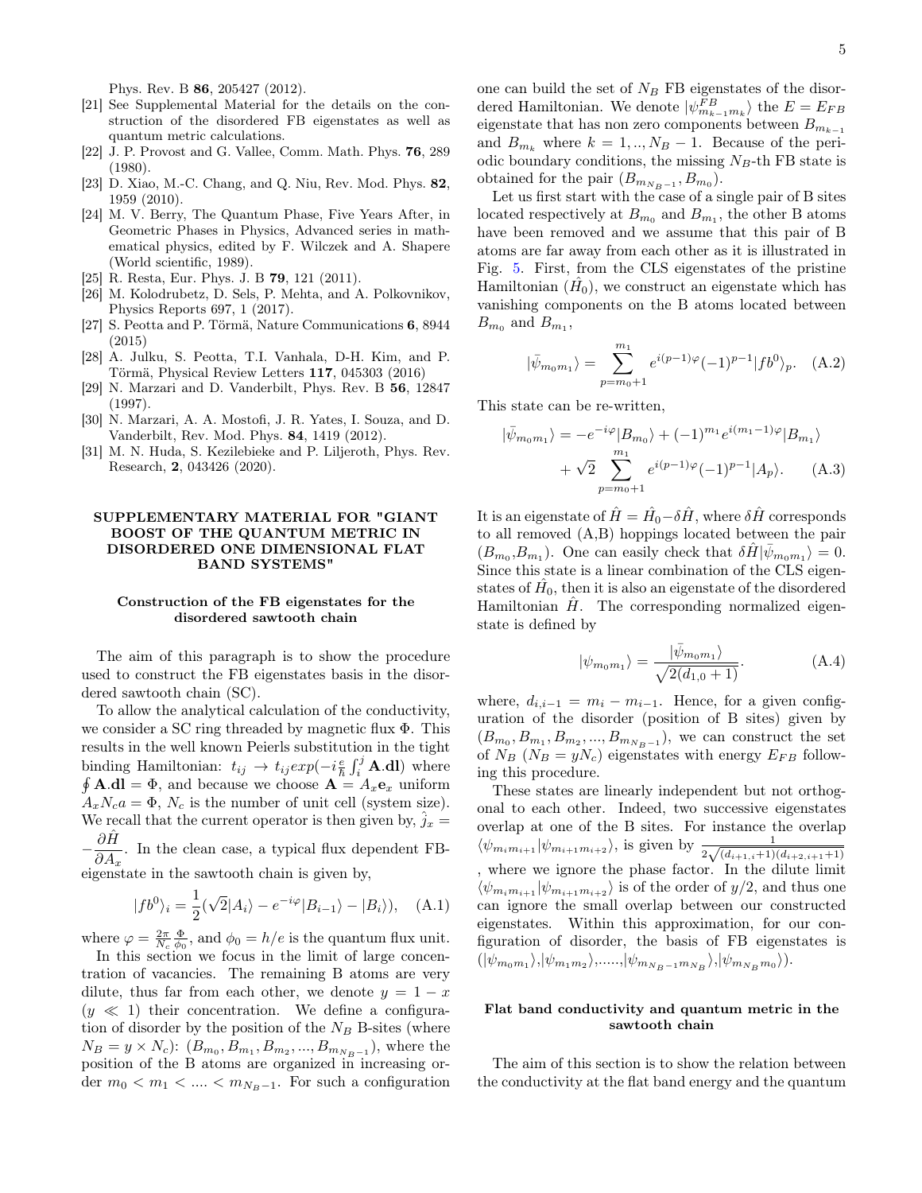Phys. Rev. B **86**, 205427 (2012).

[21] See Supplemental Material for the details on the construction of the disordered FB eigenstates as well as quantum metric calculations.

[22] J. P. Provost and G. Vallee, Comm. Math. Phys. **76**, 289 (1980).

[23] D. Xiao, M.-C. Chang, and Q. Niu, Rev. Mod. Phys. **82**, 1959 (2010).

[24] M. V. Berry, The Quantum Phase, Five Years After, in Geometric Phases in Physics, Advanced series in mathematical physics, edited by F. Wilczek and A. Shapere (World scientific, 1989).

[25] R. Resta, Eur. Phys. J. B **79**, 121 (2011).

[26] M. Kolodrubetz, D. Sels, P. Mehta, and A. Polkovnikov, Physics Reports 697, 1 (2017).

[27] S. Peotta and P. Törmä, Nature Communications **6**, 8944 (2015)

[28] A. Julku, S. Peotta, T.I. Vanhala, D-H. Kim, and P. Törmä, Physical Review Letters **117**, 045303 (2016)

[29] N. Marzari and D. Vanderbilt, Phys. Rev. B **56**, 12847 (1997).

[30] N. Marzari, A. A. Mostofi, J. R. Yates, I. Souza, and D. Vanderbilt, Rev. Mod. Phys. **84**, 1419 (2012).

[31] M. N. Huda, S. Kezilebieke and P. Liljeroth, Phys. Rev. Research, **2**, 043426 (2020).

## SUPPLEMENTARY MATERIAL FOR "GIANT BOOST OF THE QUANTUM METRIC IN DISORDERED ONE DIMENSIONAL FLAT BAND SYSTEMS"

### Construction of the FB eigenstates for the disordered sawtooth chain

The aim of this paragraph is to show the procedure used to construct the FB eigenstates basis in the disordered sawtooth chain (SC).

To allow the analytical calculation of the conductivity, we consider a SC ring threaded by magnetic flux $\Phi$. This results in the well known Peierls substitution in the tight binding Hamiltonian: $t_{ij} \rightarrow t_{ij}exp(-i\frac{e}{\hbar}\int_i^j \mathbf{A}.\mathbf{dl})$ where $\oint \mathbf{A}.\mathbf{dl} = \Phi$, and because we choose $\mathbf{A} = A_x \mathbf{e}_x$ uniform $A_x N_c a = \Phi$, $N_c$ is the number of unit cell (system size). We recall that the current operator is then given by, $\hat{j}_x = -\dfrac{\partial \hat{H}}{\partial A_x}$. In the clean case, a typical flux dependent FB-eigenstate in the sawtooth chain is given by,

$$|fb^0\rangle_i = \frac{1}{2}(\sqrt{2}|A_i\rangle - e^{-i\varphi}|B_{i-1}\rangle - |B_i\rangle), \quad \text{(A.1)}$$

where $\varphi = \frac{2\pi}{N_c}\frac{\Phi}{\phi_0}$, and $\phi_0 = h/e$ is the quantum flux unit.

In this section we focus in the limit of large concentration of vacancies. The remaining B atoms are very dilute, thus far from each other, we denote $y = 1 - x$ ($y \ll 1$) their concentration. We define a configuration of disorder by the position of the $N_B$ B-sites (where $N_B = y \times N_c$): $(B_{m_0}, B_{m_1}, B_{m_2}, ..., B_{m_{N_B-1}})$, where the position of the B atoms are organized in increasing order $m_0 < m_1 < .... < m_{N_B-1}$. For such a configuration one can build the set of $N_B$ FB eigenstates of the disordered Hamiltonian. We denote $|\psi^{FB}_{m_{k-1}m_k}\rangle$ the $E = E_{FB}$ eigenstate that has non zero components between $B_{m_{k-1}}$ and $B_{m_k}$ where $k = 1, .., N_B - 1$. Because of the periodic boundary conditions, the missing $N_B$-th FB state is obtained for the pair $(B_{m_{N_B-1}}, B_{m_0})$.

Let us first start with the case of a single pair of B sites located respectively at $B_{m_0}$ and $B_{m_1}$, the other B atoms have been removed and we assume that this pair of B atoms are far away from each other as it is illustrated in Fig. 5. First, from the CLS eigenstates of the pristine Hamiltonian ($\hat{H}_0$), we construct an eigenstate which has vanishing components on the B atoms located between $B_{m_0}$ and $B_{m_1}$,

$$|\bar{\psi}_{m_0m_1}\rangle = \sum_{p=m_0+1}^{m_1} e^{i(p-1)\varphi}(-1)^{p-1}|fb^0\rangle_p. \quad \text{(A.2)}$$

This state can be re-written,

$$|\bar{\psi}_{m_0m_1}\rangle = -e^{-i\varphi}|B_{m_0}\rangle + (-1)^{m_1}e^{i(m_1-1)\varphi}|B_{m_1}\rangle + \sqrt{2}\sum_{p=m_0+1}^{m_1} e^{i(p-1)\varphi}(-1)^{p-1}|A_p\rangle. \quad \text{(A.3)}$$

It is an eigenstate of $\hat{H} = \hat{H}_0 - \delta\hat{H}$, where $\delta\hat{H}$ corresponds to all removed (A,B) hoppings located between the pair ($B_{m_0}$,$B_{m_1}$). One can easily check that $\delta\hat{H}|\bar{\psi}_{m_0m_1}\rangle = 0$. Since this state is a linear combination of the CLS eigenstates of $\hat{H}_0$, then it is also an eigenstate of the disordered Hamiltonian $\hat{H}$. The corresponding normalized eigenstate is defined by

$$|\psi_{m_0m_1}\rangle = \frac{|\bar{\psi}_{m_0m_1}\rangle}{\sqrt{2(d_{1,0}+1)}}. \quad \text{(A.4)}$$

where, $d_{i,i-1} = m_i - m_{i-1}$. Hence, for a given configuration of the disorder (position of B sites) given by $(B_{m_0}, B_{m_1}, B_{m_2}, ..., B_{m_{N_B-1}})$, we can construct the set of $N_B$ ($N_B = yN_c$) eigenstates with energy $E_{FB}$ following this procedure.

These states are linearly independent but not orthogonal to each other. Indeed, two successive eigenstates overlap at one of the B sites. For instance the overlap $\langle\psi_{m_im_{i+1}}|\psi_{m_{i+1}m_{i+2}}\rangle$, is given by $\frac{1}{2\sqrt{(d_{i+1,i}+1)(d_{i+2,i+1}+1)}}$, where we ignore the phase factor. In the dilute limit $\langle\psi_{m_im_{i+1}}|\psi_{m_{i+1}m_{i+2}}\rangle$ is of the order of $y/2$, and thus one can ignore the small overlap between our constructed eigenstates. Within this approximation, for our configuration of disorder, the basis of FB eigenstates is $(|\psi_{m_0m_1}\rangle, |\psi_{m_1m_2}\rangle, ....., |\psi_{m_{N_B-1}m_{N_B}}\rangle, |\psi_{m_{N_B}m_0}\rangle)$.

### Flat band conductivity and quantum metric in the sawtooth chain

The aim of this section is to show the relation between the conductivity at the flat band energy and the quantum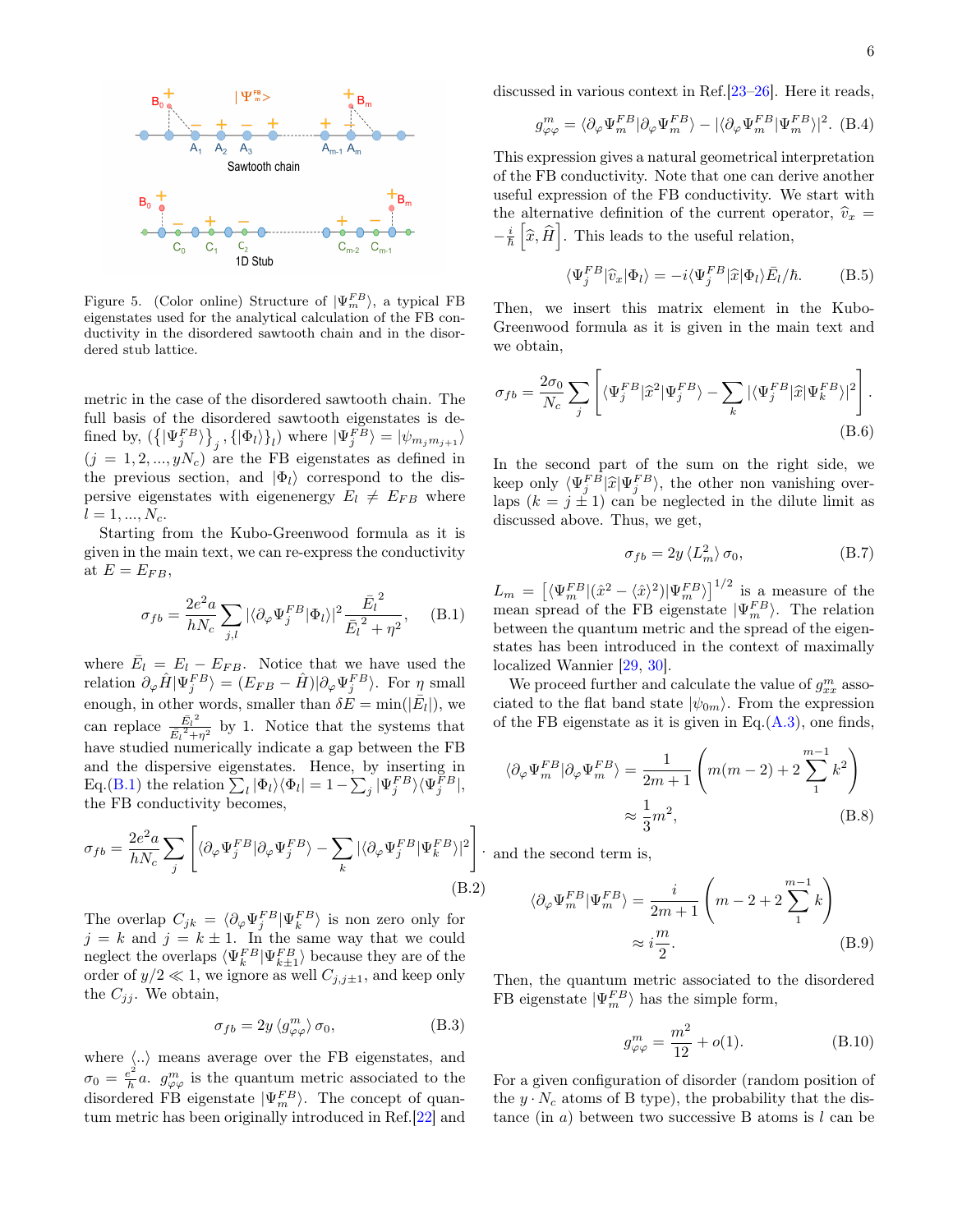Figure 5. (Color online) Structure of $|\Psi_m^{FB}\rangle$, a typical FB eigenstates used for the analytical calculation of the FB conductivity in the disordered sawtooth chain and in the disordered stub lattice.

metric in the case of the disordered sawtooth chain. The full basis of the disordered sawtooth eigenstates is defined by, $(\{|\Psi_j^{FB}\rangle\}_j, \{|\Phi_l\rangle\}_l)$ where $|\Psi_j^{FB}\rangle = |\psi_{m_j m_{j+1}}\rangle$ ($j = 1, 2, ..., yN_c$) are the FB eigenstates as defined in the previous section, and $|\Phi_l\rangle$ correspond to the dispersive eigenstates with eigenenergy $E_l \neq E_{FB}$ where $l = 1, ..., N_c$.

Starting from the Kubo-Greenwood formula as it is given in the main text, we can re-express the conductivity at $E = E_{FB}$,

$$\sigma_{fb} = \frac{2e^2 a}{hN_c} \sum_{j,l} |\langle \partial_\varphi \Psi_j^{FB} | \Phi_l \rangle|^2 \frac{\bar{E_l}^2}{\bar{E_l}^2 + \eta^2}, \quad \text{(B.1)}$$

where $\bar{E}_l = E_l - E_{FB}$. Notice that we have used the relation $\partial_\varphi \hat{H} |\Psi_j^{FB}\rangle = (E_{FB} - \hat{H})|\partial_\varphi \Psi_j^{FB}\rangle$. For $\eta$ small enough, in other words, smaller than $\delta E = \min(|\bar{E}_l|)$, we can replace $\frac{\bar{E_l}^2}{\bar{E_l}^2+\eta^2}$ by 1. Notice that the systems that have studied numerically indicate a gap between the FB and the dispersive eigenstates. Hence, by inserting in Eq.(B.1) the relation $\sum_l |\Phi_l\rangle\langle\Phi_l| = 1 - \sum_j |\Psi_j^{FB}\rangle\langle\Psi_j^{FB}|$, the FB conductivity becomes,

$$\sigma_{fb} = \frac{2e^2 a}{hN_c} \sum_j \left[ \langle \partial_\varphi \Psi_j^{FB} | \partial_\varphi \Psi_j^{FB} \rangle - \sum_k |\langle \partial_\varphi \Psi_j^{FB} | \Psi_k^{FB} \rangle|^2 \right]. \quad \text{(B.2)}$$

The overlap $C_{jk} = \langle \partial_\varphi \Psi_j^{FB} | \Psi_k^{FB} \rangle$ is non zero only for $j = k$ and $j = k \pm 1$. In the same way that we could neglect the overlaps $\langle \Psi_k^{FB} | \Psi_{k\pm1}^{FB} \rangle$ because they are of the order of $y/2 \ll 1$, we ignore as well $C_{j,j\pm1}$, and keep only the $C_{jj}$. We obtain,

$$\sigma_{fb} = 2y \, \langle g_{\varphi\varphi}^m \rangle \, \sigma_0, \quad \text{(B.3)}$$

where $\langle .. \rangle$ means average over the FB eigenstates, and $\sigma_0 = \frac{e^2}{\hbar} a$. $g_{\varphi\varphi}^m$ is the quantum metric associated to the disordered FB eigenstate $|\Psi_m^{FB}\rangle$. The concept of quantum metric has been originally introduced in Ref.[22] and discussed in various context in Ref.[23–26]. Here it reads,

$$g_{\varphi\varphi}^m = \langle \partial_\varphi \Psi_m^{FB} | \partial_\varphi \Psi_m^{FB} \rangle - |\langle \partial_\varphi \Psi_m^{FB} | \Psi_m^{FB} \rangle|^2. \quad \text{(B.4)}$$

This expression gives a natural geometrical interpretation of the FB conductivity. Note that one can derive another useful expression of the FB conductivity. We start with the alternative definition of the current operator, $\widehat{v}_x = -\frac{i}{\hbar}\left[\widehat{x}, \widehat{H}\right]$. This leads to the useful relation,

$$\langle \Psi_j^{FB} | \widehat{v}_x | \Phi_l \rangle = -i \langle \Psi_j^{FB} | \widehat{x} | \Phi_l \rangle \bar{E}_l / \hbar. \quad \text{(B.5)}$$

Then, we insert this matrix element in the Kubo-Greenwood formula as it is given in the main text and we obtain,

$$\sigma_{fb} = \frac{2\sigma_0}{N_c} \sum_j \left[ \langle \Psi_j^{FB} | \widehat{x}^2 | \Psi_j^{FB} \rangle - \sum_k |\langle \Psi_j^{FB} | \widehat{x} | \Psi_k^{FB} \rangle|^2 \right]. \quad \text{(B.6)}$$

In the second part of the sum on the right side, we keep only $\langle \Psi_j^{FB} | \widehat{x} | \Psi_j^{FB} \rangle$, the other non vanishing overlaps ($k = j \pm 1$) can be neglected in the dilute limit as discussed above. Thus, we get,

$$\sigma_{fb} = 2y \, \langle L_m^2 \rangle \, \sigma_0, \quad \text{(B.7)}$$

$L_m = \left[\langle \Psi_m^{FB} | (\hat{x}^2 - \langle \hat{x} \rangle^2) | \Psi_m^{FB} \rangle\right]^{1/2}$ is a measure of the mean spread of the FB eigenstate $|\Psi_m^{FB}\rangle$. The relation between the quantum metric and the spread of the eigenstates has been introduced in the context of maximally localized Wannier [29, 30].

We proceed further and calculate the value of $g_{xx}^m$ associated to the flat band state $|\psi_{0m}\rangle$. From the expression of the FB eigenstate as it is given in Eq.(A.3), one finds,

$$\langle \partial_\varphi \Psi_m^{FB} | \partial_\varphi \Psi_m^{FB} \rangle = \frac{1}{2m+1} \left( m(m-2) + 2 \sum_1^{m-1} k^2 \right) \approx \frac{1}{3} m^2, \quad \text{(B.8)}$$

and the second term is,

$$\langle \partial_\varphi \Psi_m^{FB} | \Psi_m^{FB} \rangle = \frac{i}{2m+1} \left( m - 2 + 2 \sum_1^{m-1} k \right) \approx i \frac{m}{2}. \quad \text{(B.9)}$$

Then, the quantum metric associated to the disordered FB eigenstate $|\Psi_m^{FB}\rangle$ has the simple form,

$$g_{\varphi\varphi}^m = \frac{m^2}{12} + o(1). \quad \text{(B.10)}$$

For a given configuration of disorder (random position of the $y \cdot N_c$ atoms of B type), the probability that the distance (in $a$) between two successive B atoms is $l$ can be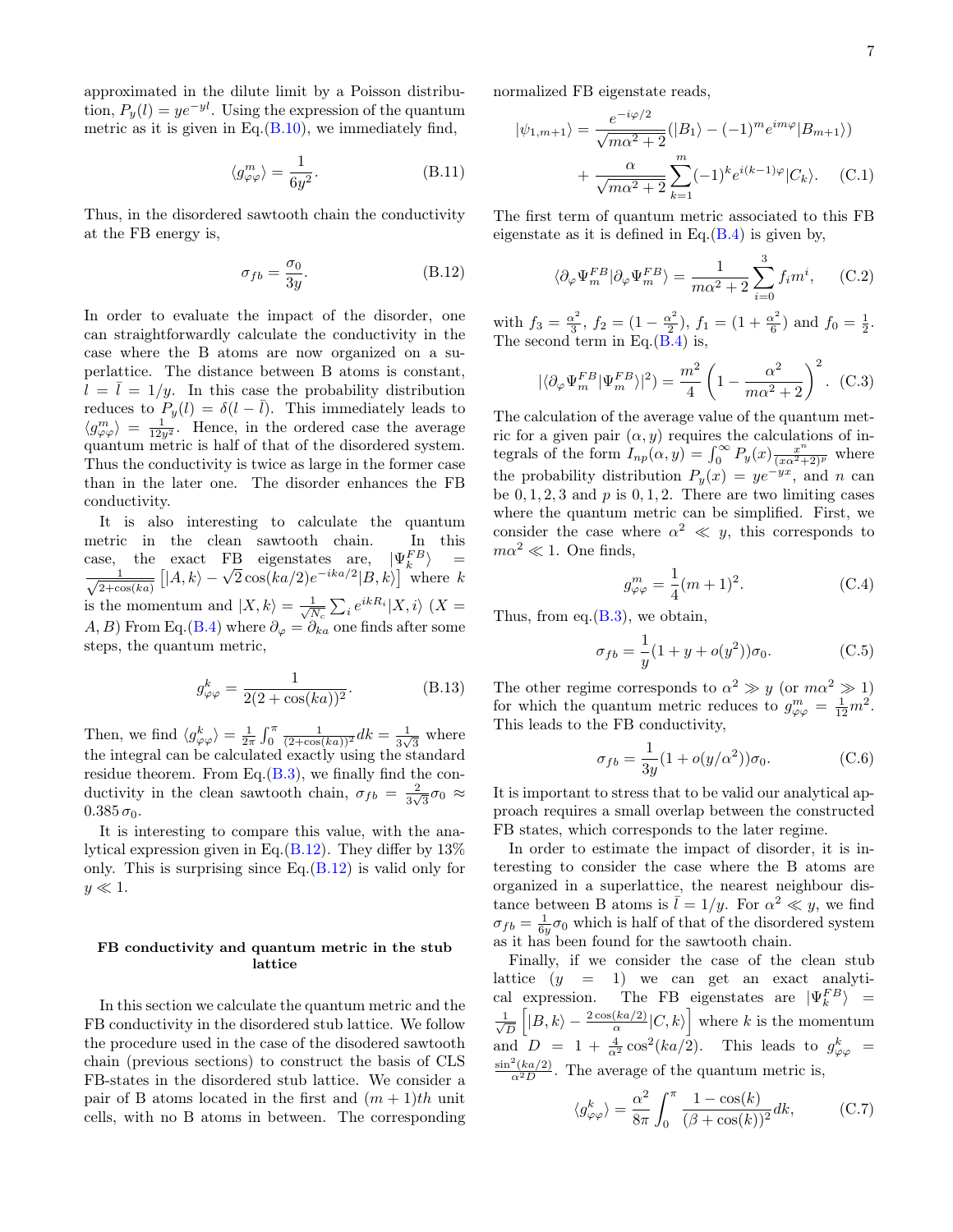approximated in the dilute limit by a Poisson distribution, $P_y(l) = ye^{-yl}$. Using the expression of the quantum metric as it is given in Eq.(B.10), we immediately find,

$$\langle g^m_{\varphi\varphi}\rangle = \frac{1}{6y^2}. \tag{B.11}$$

Thus, in the disordered sawtooth chain the conductivity at the FB energy is,

$$\sigma_{fb} = \frac{\sigma_0}{3y}. \tag{B.12}$$

In order to evaluate the impact of the disorder, one can straightforwardly calculate the conductivity in the case where the B atoms are now organized on a superlattice. The distance between B atoms is constant, $l = \bar{l} = 1/y$. In this case the probability distribution reduces to $P_y(l) = \delta(l - \bar{l})$. This immediately leads to $\langle g^m_{\varphi\varphi}\rangle = \frac{1}{12y^2}$. Hence, in the ordered case the average quantum metric is half of that of the disordered system. Thus the conductivity is twice as large in the former case than in the later one. The disorder enhances the FB conductivity.

It is also interesting to calculate the quantum metric in the clean sawtooth chain. In this case, the exact FB eigenstates are, $|\Psi^{FB}_k\rangle = \frac{1}{\sqrt{2+\cos(ka)}}\left[|A,k\rangle - \sqrt{2}\cos(ka/2)e^{-ika/2}|B,k\rangle\right]$ where $k$ is the momentum and $|X,k\rangle = \frac{1}{\sqrt{N_c}}\sum_i e^{ikR_i}|X,i\rangle$ ($X = A, B$) From Eq.(B.4) where $\partial_\varphi = \partial_{ka}$ one finds after some steps, the quantum metric,

$$g^k_{\varphi\varphi} = \frac{1}{2(2+\cos(ka))^2}. \tag{B.13}$$

Then, we find $\langle g^k_{\varphi\varphi}\rangle = \frac{1}{2\pi}\int_0^\pi \frac{1}{(2+\cos(ka))^2}dk = \frac{1}{3\sqrt{3}}$ where the integral can be calculated exactly using the standard residue theorem. From Eq.(B.3), we finally find the conductivity in the clean sawtooth chain, $\sigma_{fb} = \frac{2}{3\sqrt{3}}\sigma_0 \approx 0.385\,\sigma_0$.

It is interesting to compare this value, with the analytical expression given in Eq.(B.12). They differ by 13% only. This is surprising since Eq.(B.12) is valid only for $y \ll 1$.

### FB conductivity and quantum metric in the stub lattice

In this section we calculate the quantum metric and the FB conductivity in the disordered stub lattice. We follow the procedure used in the case of the disodered sawtooth chain (previous sections) to construct the basis of CLS FB-states in the disordered stub lattice. We consider a pair of B atoms located in the first and $(m+1)th$ unit cells, with no B atoms in between. The corresponding normalized FB eigenstate reads,

$$|\psi_{1,m+1}\rangle = \frac{e^{-i\varphi/2}}{\sqrt{m\alpha^2+2}}(|B_1\rangle - (-1)^m e^{im\varphi}|B_{m+1}\rangle) + \frac{\alpha}{\sqrt{m\alpha^2+2}}\sum_{k=1}^{m}(-1)^k e^{i(k-1)\varphi}|C_k\rangle. \tag{C.1}$$

The first term of quantum metric associated to this FB eigenstate as it is defined in Eq.(B.4) is given by,

$$\langle\partial_\varphi\Psi^{FB}_m|\partial_\varphi\Psi^{FB}_m\rangle = \frac{1}{m\alpha^2+2}\sum_{i=0}^{3} f_i m^i, \tag{C.2}$$

with $f_3 = \frac{\alpha^2}{3}$, $f_2 = (1 - \frac{\alpha^2}{2})$, $f_1 = (1 + \frac{\alpha^2}{6})$ and $f_0 = \frac{1}{2}$. The second term in Eq.(B.4) is,

$$|\langle\partial_\varphi\Psi^{FB}_m|\Psi^{FB}_m\rangle|^2) = \frac{m^2}{4}\left(1 - \frac{\alpha^2}{m\alpha^2+2}\right)^2. \tag{C.3}$$

The calculation of the average value of the quantum metric for a given pair $(\alpha, y)$ requires the calculations of integrals of the form $I_{np}(\alpha, y) = \int_0^\infty P_y(x)\frac{x^n}{(x\alpha^2+2)^p}$ where the probability distribution $P_y(x) = ye^{-yx}$, and $n$ can be $0, 1, 2, 3$ and $p$ is $0, 1, 2$. There are two limiting cases where the quantum metric can be simplified. First, we consider the case where $\alpha^2 \ll y$, this corresponds to $m\alpha^2 \ll 1$. One finds,

$$g^m_{\varphi\varphi} = \frac{1}{4}(m+1)^2. \tag{C.4}$$

Thus, from eq.(B.3), we obtain,

$$\sigma_{fb} = \frac{1}{y}(1 + y + o(y^2))\sigma_0. \tag{C.5}$$

The other regime corresponds to $\alpha^2 \gg y$ (or $m\alpha^2 \gg 1$) for which the quantum metric reduces to $g^m_{\varphi\varphi} = \frac{1}{12}m^2$. This leads to the FB conductivity,

$$\sigma_{fb} = \frac{1}{3y}(1 + o(y/\alpha^2))\sigma_0. \tag{C.6}$$

It is important to stress that to be valid our analytical approach requires a small overlap between the constructed FB states, which corresponds to the later regime.

In order to estimate the impact of disorder, it is interesting to consider the case where the B atoms are organized in a superlattice, the nearest neighbour distance between B atoms is $\bar{l} = 1/y$. For $\alpha^2 \ll y$, we find $\sigma_{fb} = \frac{1}{6y}\sigma_0$ which is half of that of the disordered system as it has been found for the sawtooth chain.

Finally, if we consider the case of the clean stub lattice ($y = 1$) we can get an exact analytical expression. The FB eigenstates are $|\Psi^{FB}_k\rangle = \frac{1}{\sqrt{D}}\left[|B,k\rangle - \frac{2\cos(ka/2)}{\alpha}|C,k\rangle\right]$ where $k$ is the momentum and $D = 1 + \frac{4}{\alpha^2}\cos^2(ka/2)$. This leads to $g^k_{\varphi\varphi} = \frac{\sin^2(ka/2)}{\alpha^2 D}$. The average of the quantum metric is,

$$\langle g^k_{\varphi\varphi}\rangle = \frac{\alpha^2}{8\pi}\int_0^\pi \frac{1-\cos(k)}{(\beta+\cos(k))^2}dk, \tag{C.7}$$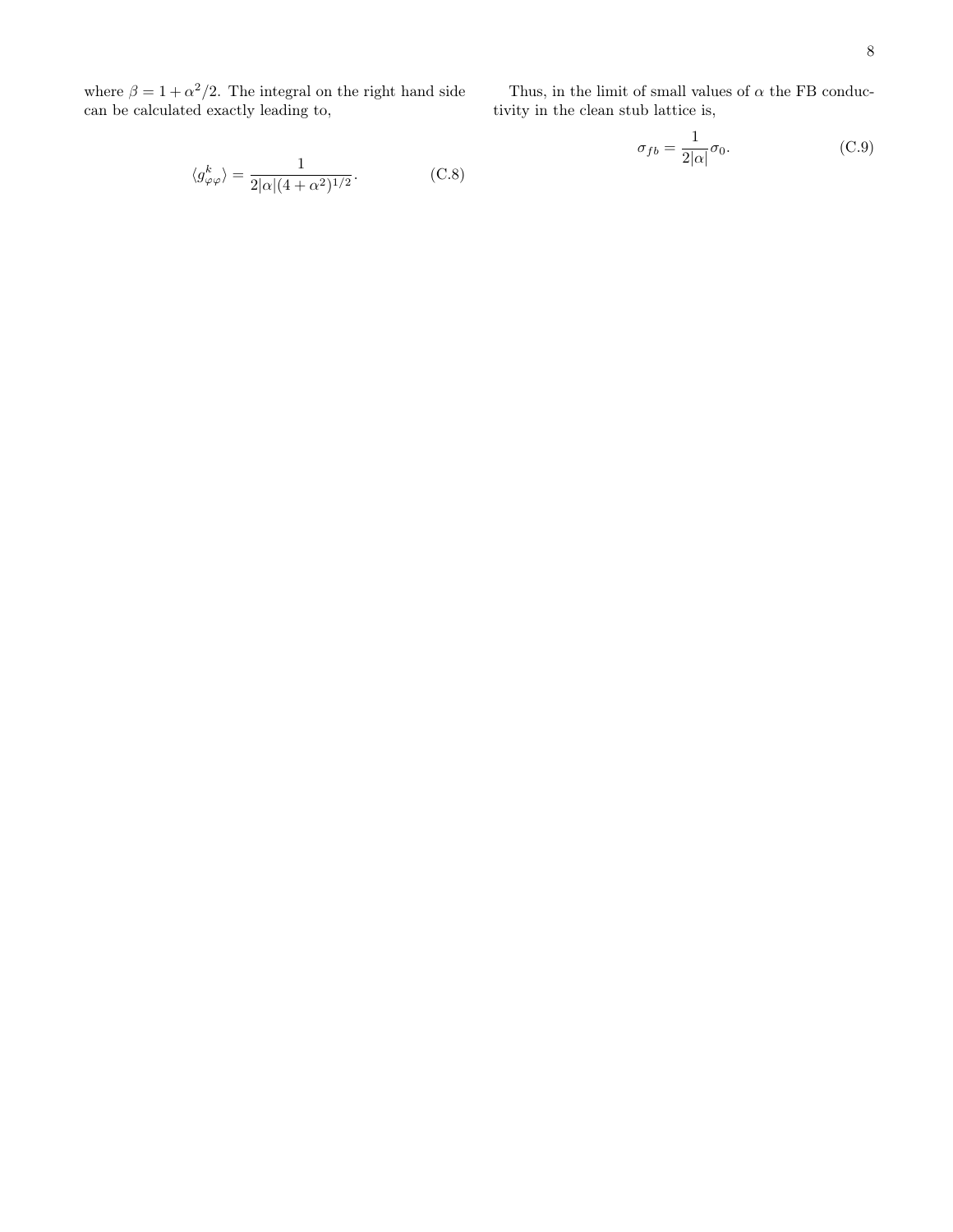where $\beta = 1 + \alpha^2/2$. The integral on the right hand side can be calculated exactly leading to,

$$\langle g^k_{\varphi\varphi} \rangle = \frac{1}{2|\alpha|(4+\alpha^2)^{1/2}}. \tag{C.8}$$

Thus, in the limit of small values of $\alpha$ the FB conductivity in the clean stub lattice is,

$$\sigma_{fb} = \frac{1}{2|\alpha|}\sigma_0. \tag{C.9}$$